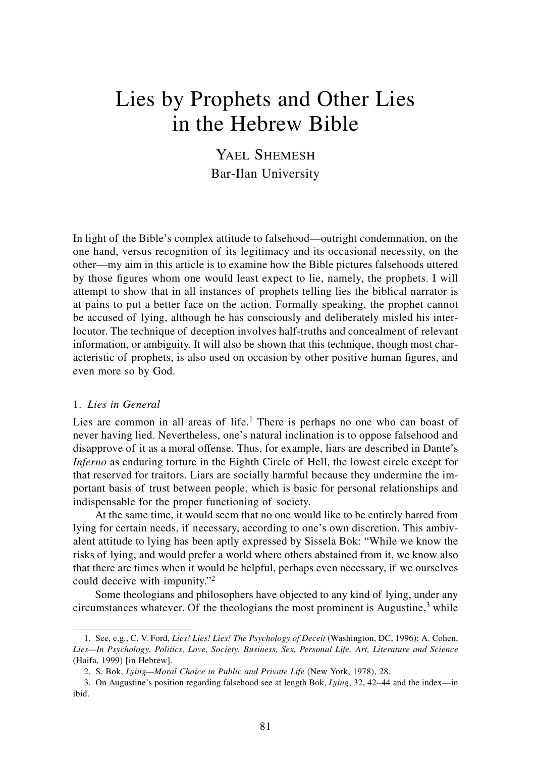# Lies by Prophets and Other Lies in the Hebrew Bible

Yael Shemesh
Bar-Ilan University

In light of the Bible's complex attitude to falsehood—outright condemnation, on the one hand, versus recognition of its legitimacy and its occasional necessity, on the other—my aim in this article is to examine how the Bible pictures falsehoods uttered by those figures whom one would least expect to lie, namely, the prophets. I will attempt to show that in all instances of prophets telling lies the biblical narrator is at pains to put a better face on the action. Formally speaking, the prophet cannot be accused of lying, although he has consciously and deliberately misled his interlocutor. The technique of deception involves half-truths and concealment of relevant information, or ambiguity. It will also be shown that this technique, though most characteristic of prophets, is also used on occasion by other positive human figures, and even more so by God.

## 1. *Lies in General*

Lies are common in all areas of life.[1] There is perhaps no one who can boast of never having lied. Nevertheless, one's natural inclination is to oppose falsehood and disapprove of it as a moral offense. Thus, for example, liars are described in Dante's *Inferno* as enduring torture in the Eighth Circle of Hell, the lowest circle except for that reserved for traitors. Liars are socially harmful because they undermine the important basis of trust between people, which is basic for personal relationships and indispensable for the proper functioning of society.

At the same time, it would seem that no one would like to be entirely barred from lying for certain needs, if necessary, according to one's own discretion. This ambivalent attitude to lying has been aptly expressed by Sissela Bok: "While we know the risks of lying, and would prefer a world where others abstained from it, we know also that there are times when it would be helpful, perhaps even necessary, if we ourselves could deceive with impunity."[2]

Some theologians and philosophers have objected to any kind of lying, under any circumstances whatever. Of the theologians the most prominent is Augustine,[3] while

---

1. See, e.g., C. V. Ford, *Lies! Lies! Lies! The Psychology of Deceit* (Washington, DC, 1996); A. Cohen, *Lies—In Psychology, Politics, Love, Society, Business, Sex, Personal Life, Art, Literature and Science* (Haifa, 1999) [in Hebrew].

2. S. Bok, *Lying—Moral Choice in Public and Private Life* (New York, 1978), 28.

3. On Augustine's position regarding falsehood see at length Bok, *Lying*, 32, 42–44 and the index—in ibid.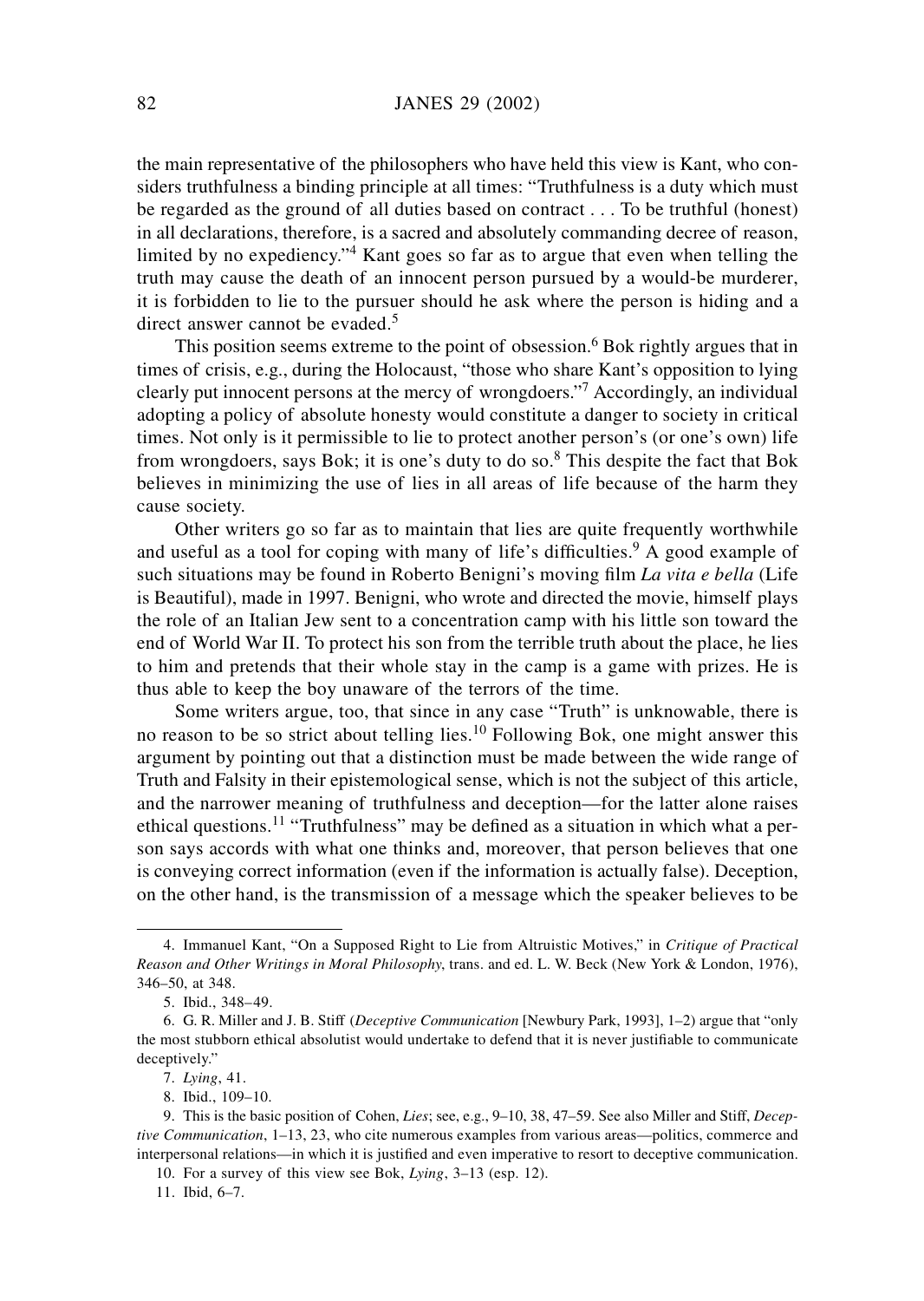the main representative of the philosophers who have held this view is Kant, who considers truthfulness a binding principle at all times: "Truthfulness is a duty which must be regarded as the ground of all duties based on contract . . . To be truthful (honest) in all declarations, therefore, is a sacred and absolutely commanding decree of reason, limited by no expediency."[4] Kant goes so far as to argue that even when telling the truth may cause the death of an innocent person pursued by a would-be murderer, it is forbidden to lie to the pursuer should he ask where the person is hiding and a direct answer cannot be evaded.[5]

This position seems extreme to the point of obsession.[6] Bok rightly argues that in times of crisis, e.g., during the Holocaust, "those who share Kant's opposition to lying clearly put innocent persons at the mercy of wrongdoers."[7] Accordingly, an individual adopting a policy of absolute honesty would constitute a danger to society in critical times. Not only is it permissible to lie to protect another person's (or one's own) life from wrongdoers, says Bok; it is one's duty to do so.[8] This despite the fact that Bok believes in minimizing the use of lies in all areas of life because of the harm they cause society.

Other writers go so far as to maintain that lies are quite frequently worthwhile and useful as a tool for coping with many of life's difficulties.[9] A good example of such situations may be found in Roberto Benigni's moving film *La vita e bella* (Life is Beautiful), made in 1997. Benigni, who wrote and directed the movie, himself plays the role of an Italian Jew sent to a concentration camp with his little son toward the end of World War II. To protect his son from the terrible truth about the place, he lies to him and pretends that their whole stay in the camp is a game with prizes. He is thus able to keep the boy unaware of the terrors of the time.

Some writers argue, too, that since in any case "Truth" is unknowable, there is no reason to be so strict about telling lies.[10] Following Bok, one might answer this argument by pointing out that a distinction must be made between the wide range of Truth and Falsity in their epistemological sense, which is not the subject of this article, and the narrower meaning of truthfulness and deception—for the latter alone raises ethical questions.[11] "Truthfulness" may be defined as a situation in which what a person says accords with what one thinks and, moreover, that person believes that one is conveying correct information (even if the information is actually false). Deception, on the other hand, is the transmission of a message which the speaker believes to be

---

4. Immanuel Kant, "On a Supposed Right to Lie from Altruistic Motives," in *Critique of Practical Reason and Other Writings in Moral Philosophy*, trans. and ed. L. W. Beck (New York & London, 1976), 346–50, at 348.

5. Ibid., 348–49.

6. G. R. Miller and J. B. Stiff (*Deceptive Communication* [Newbury Park, 1993], 1–2) argue that "only the most stubborn ethical absolutist would undertake to defend that it is never justifiable to communicate deceptively."

7. *Lying*, 41.

8. Ibid., 109–10.

9. This is the basic position of Cohen, *Lies*; see, e.g., 9–10, 38, 47–59. See also Miller and Stiff, *Deceptive Communication*, 1–13, 23, who cite numerous examples from various areas—politics, commerce and interpersonal relations—in which it is justified and even imperative to resort to deceptive communication.

10. For a survey of this view see Bok, *Lying*, 3–13 (esp. 12).

11. Ibid, 6–7.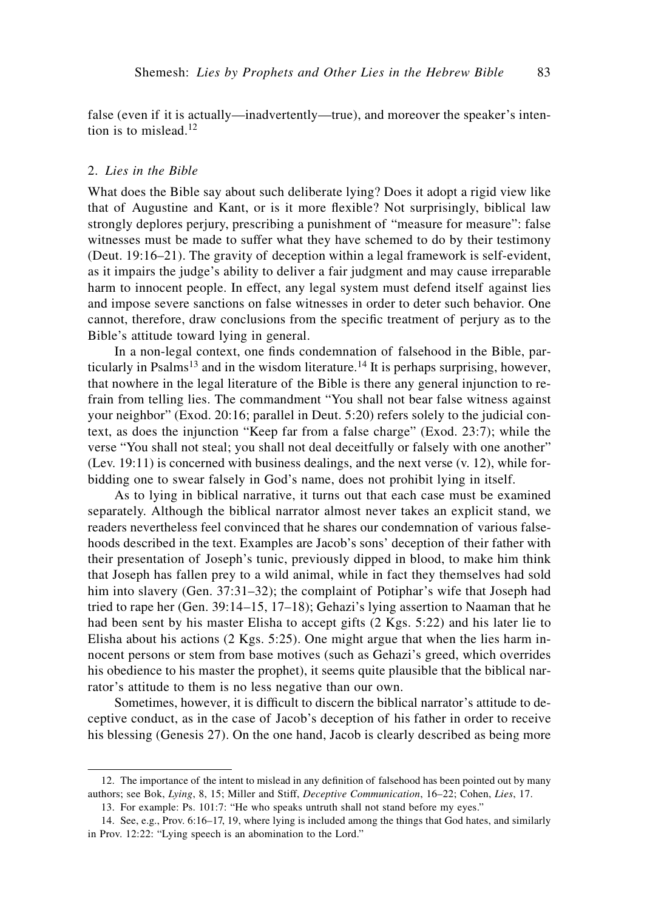false (even if it is actually—inadvertently—true), and moreover the speaker's intention is to mislead.[12]

## 2. *Lies in the Bible*

What does the Bible say about such deliberate lying? Does it adopt a rigid view like that of Augustine and Kant, or is it more flexible? Not surprisingly, biblical law strongly deplores perjury, prescribing a punishment of "measure for measure": false witnesses must be made to suffer what they have schemed to do by their testimony (Deut. 19:16–21). The gravity of deception within a legal framework is self-evident, as it impairs the judge's ability to deliver a fair judgment and may cause irreparable harm to innocent people. In effect, any legal system must defend itself against lies and impose severe sanctions on false witnesses in order to deter such behavior. One cannot, therefore, draw conclusions from the specific treatment of perjury as to the Bible's attitude toward lying in general.

In a non-legal context, one finds condemnation of falsehood in the Bible, particularly in Psalms[13] and in the wisdom literature.[14] It is perhaps surprising, however, that nowhere in the legal literature of the Bible is there any general injunction to refrain from telling lies. The commandment "You shall not bear false witness against your neighbor" (Exod. 20:16; parallel in Deut. 5:20) refers solely to the judicial context, as does the injunction "Keep far from a false charge" (Exod. 23:7); while the verse "You shall not steal; you shall not deal deceitfully or falsely with one another" (Lev. 19:11) is concerned with business dealings, and the next verse (v. 12), while forbidding one to swear falsely in God's name, does not prohibit lying in itself.

As to lying in biblical narrative, it turns out that each case must be examined separately. Although the biblical narrator almost never takes an explicit stand, we readers nevertheless feel convinced that he shares our condemnation of various falsehoods described in the text. Examples are Jacob's sons' deception of their father with their presentation of Joseph's tunic, previously dipped in blood, to make him think that Joseph has fallen prey to a wild animal, while in fact they themselves had sold him into slavery (Gen. 37:31–32); the complaint of Potiphar's wife that Joseph had tried to rape her (Gen. 39:14–15, 17–18); Gehazi's lying assertion to Naaman that he had been sent by his master Elisha to accept gifts (2 Kgs. 5:22) and his later lie to Elisha about his actions (2 Kgs. 5:25). One might argue that when the lies harm innocent persons or stem from base motives (such as Gehazi's greed, which overrides his obedience to his master the prophet), it seems quite plausible that the biblical narrator's attitude to them is no less negative than our own.

Sometimes, however, it is difficult to discern the biblical narrator's attitude to deceptive conduct, as in the case of Jacob's deception of his father in order to receive his blessing (Genesis 27). On the one hand, Jacob is clearly described as being more

---

12. The importance of the intent to mislead in any definition of falsehood has been pointed out by many authors; see Bok, *Lying*, 8, 15; Miller and Stiff, *Deceptive Communication*, 16–22; Cohen, *Lies*, 17.

13. For example: Ps. 101:7: "He who speaks untruth shall not stand before my eyes."

14. See, e.g., Prov. 6:16–17, 19, where lying is included among the things that God hates, and similarly in Prov. 12:22: "Lying speech is an abomination to the Lord."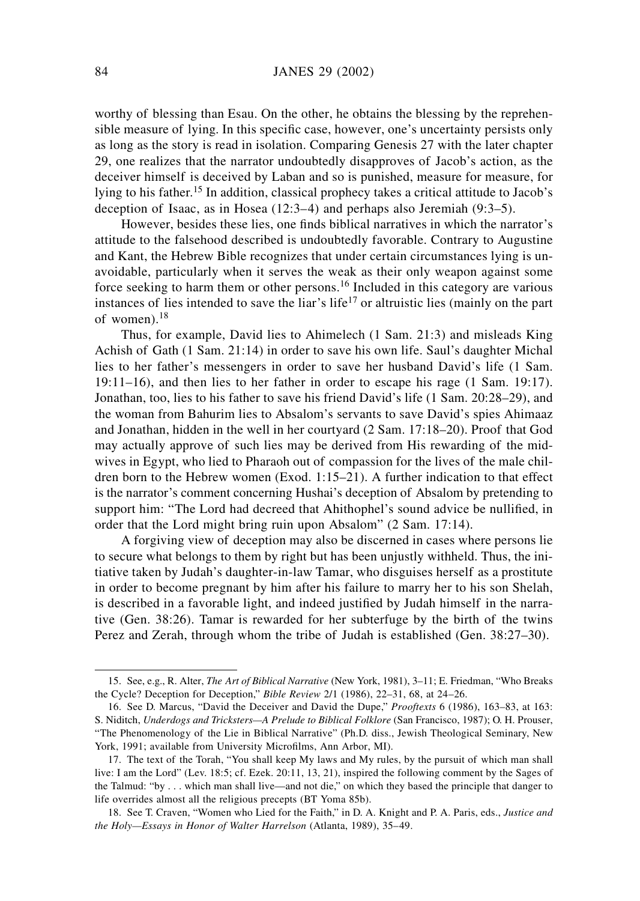worthy of blessing than Esau. On the other, he obtains the blessing by the reprehensible measure of lying. In this specific case, however, one's uncertainty persists only as long as the story is read in isolation. Comparing Genesis 27 with the later chapter 29, one realizes that the narrator undoubtedly disapproves of Jacob's action, as the deceiver himself is deceived by Laban and so is punished, measure for measure, for lying to his father.[15] In addition, classical prophecy takes a critical attitude to Jacob's deception of Isaac, as in Hosea (12:3–4) and perhaps also Jeremiah (9:3–5).

However, besides these lies, one finds biblical narratives in which the narrator's attitude to the falsehood described is undoubtedly favorable. Contrary to Augustine and Kant, the Hebrew Bible recognizes that under certain circumstances lying is unavoidable, particularly when it serves the weak as their only weapon against some force seeking to harm them or other persons.[16] Included in this category are various instances of lies intended to save the liar's life[17] or altruistic lies (mainly on the part of women).[18]

Thus, for example, David lies to Ahimelech (1 Sam. 21:3) and misleads King Achish of Gath (1 Sam. 21:14) in order to save his own life. Saul's daughter Michal lies to her father's messengers in order to save her husband David's life (1 Sam. 19:11–16), and then lies to her father in order to escape his rage (1 Sam. 19:17). Jonathan, too, lies to his father to save his friend David's life (1 Sam. 20:28–29), and the woman from Bahurim lies to Absalom's servants to save David's spies Ahimaaz and Jonathan, hidden in the well in her courtyard (2 Sam. 17:18–20). Proof that God may actually approve of such lies may be derived from His rewarding of the midwives in Egypt, who lied to Pharaoh out of compassion for the lives of the male children born to the Hebrew women (Exod. 1:15–21). A further indication to that effect is the narrator's comment concerning Hushai's deception of Absalom by pretending to support him: "The Lord had decreed that Ahithophel's sound advice be nullified, in order that the Lord might bring ruin upon Absalom" (2 Sam. 17:14).

A forgiving view of deception may also be discerned in cases where persons lie to secure what belongs to them by right but has been unjustly withheld. Thus, the initiative taken by Judah's daughter-in-law Tamar, who disguises herself as a prostitute in order to become pregnant by him after his failure to marry her to his son Shelah, is described in a favorable light, and indeed justified by Judah himself in the narrative (Gen. 38:26). Tamar is rewarded for her subterfuge by the birth of the twins Perez and Zerah, through whom the tribe of Judah is established (Gen. 38:27–30).

---

15. See, e.g., R. Alter, *The Art of Biblical Narrative* (New York, 1981), 3–11; E. Friedman, "Who Breaks the Cycle? Deception for Deception," *Bible Review* 2/1 (1986), 22–31, 68, at 24–26.

16. See D. Marcus, "David the Deceiver and David the Dupe," *Prooftexts* 6 (1986), 163–83, at 163: S. Niditch, *Underdogs and Tricksters—A Prelude to Biblical Folklore* (San Francisco, 1987); O. H. Prouser, "The Phenomenology of the Lie in Biblical Narrative" (Ph.D. diss., Jewish Theological Seminary, New York, 1991; available from University Microfilms, Ann Arbor, MI).

17. The text of the Torah, "You shall keep My laws and My rules, by the pursuit of which man shall live: I am the Lord" (Lev. 18:5; cf. Ezek. 20:11, 13, 21), inspired the following comment by the Sages of the Talmud: "by . . . which man shall live—and not die," on which they based the principle that danger to life overrides almost all the religious precepts (BT Yoma 85b).

18. See T. Craven, "Women who Lied for the Faith," in D. A. Knight and P. A. Paris, eds., *Justice and the Holy—Essays in Honor of Walter Harrelson* (Atlanta, 1989), 35–49.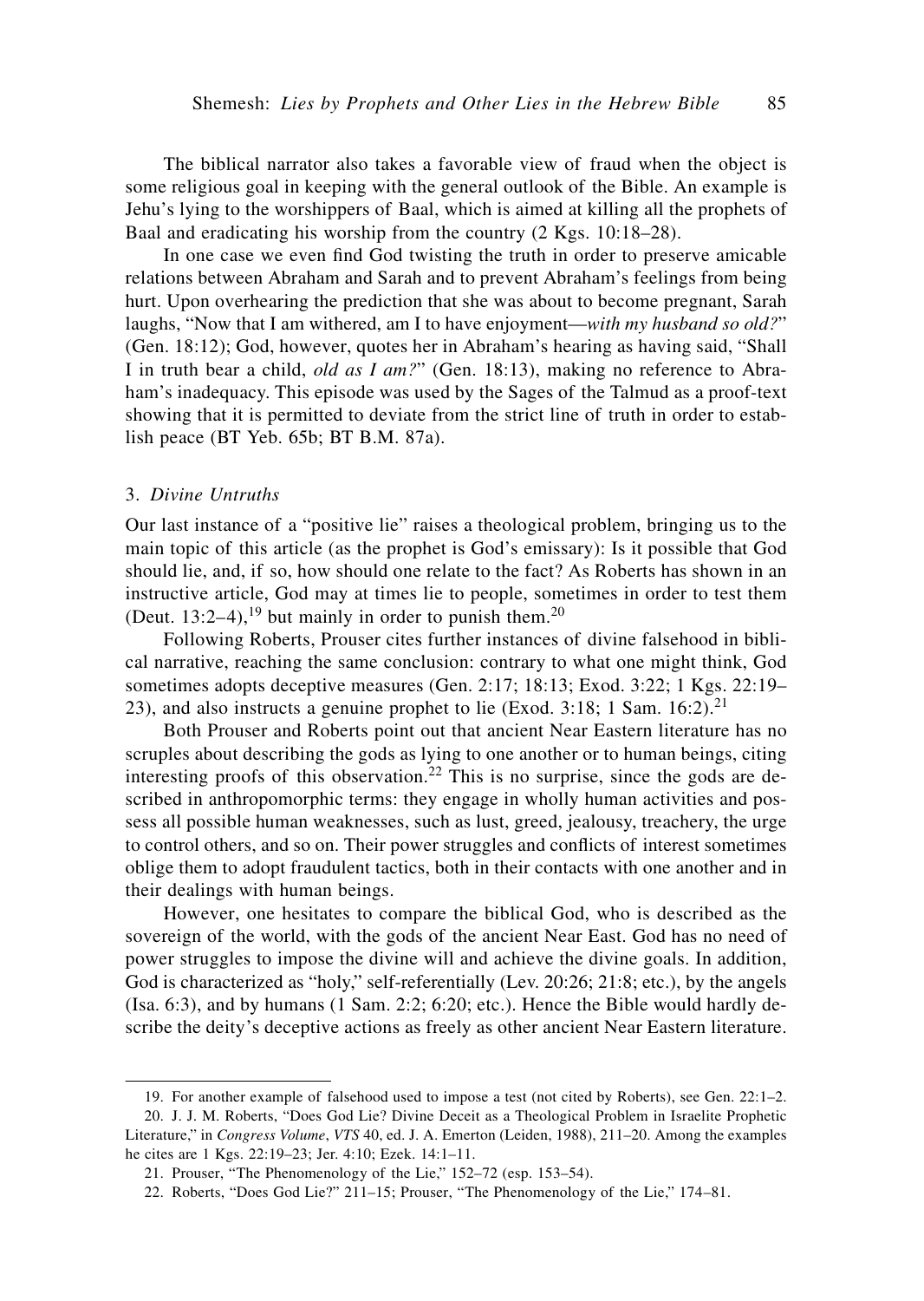The biblical narrator also takes a favorable view of fraud when the object is some religious goal in keeping with the general outlook of the Bible. An example is Jehu's lying to the worshippers of Baal, which is aimed at killing all the prophets of Baal and eradicating his worship from the country (2 Kgs. 10:18–28).

In one case we even find God twisting the truth in order to preserve amicable relations between Abraham and Sarah and to prevent Abraham's feelings from being hurt. Upon overhearing the prediction that she was about to become pregnant, Sarah laughs, "Now that I am withered, am I to have enjoyment—*with my husband so old?*" (Gen. 18:12); God, however, quotes her in Abraham's hearing as having said, "Shall I in truth bear a child, *old as I am?*" (Gen. 18:13), making no reference to Abraham's inadequacy. This episode was used by the Sages of the Talmud as a proof-text showing that it is permitted to deviate from the strict line of truth in order to establish peace (BT Yeb. 65b; BT B.M. 87a).

### 3. *Divine Untruths*

Our last instance of a "positive lie" raises a theological problem, bringing us to the main topic of this article (as the prophet is God's emissary): Is it possible that God should lie, and, if so, how should one relate to the fact? As Roberts has shown in an instructive article, God may at times lie to people, sometimes in order to test them (Deut. 13:2–4),[19] but mainly in order to punish them.[20]

Following Roberts, Prouser cites further instances of divine falsehood in biblical narrative, reaching the same conclusion: contrary to what one might think, God sometimes adopts deceptive measures (Gen. 2:17; 18:13; Exod. 3:22; 1 Kgs. 22:19–23), and also instructs a genuine prophet to lie (Exod. 3:18; 1 Sam. 16:2).[21]

Both Prouser and Roberts point out that ancient Near Eastern literature has no scruples about describing the gods as lying to one another or to human beings, citing interesting proofs of this observation.[22] This is no surprise, since the gods are described in anthropomorphic terms: they engage in wholly human activities and possess all possible human weaknesses, such as lust, greed, jealousy, treachery, the urge to control others, and so on. Their power struggles and conflicts of interest sometimes oblige them to adopt fraudulent tactics, both in their contacts with one another and in their dealings with human beings.

However, one hesitates to compare the biblical God, who is described as the sovereign of the world, with the gods of the ancient Near East. God has no need of power struggles to impose the divine will and achieve the divine goals. In addition, God is characterized as "holy," self-referentially (Lev. 20:26; 21:8; etc.), by the angels (Isa. 6:3), and by humans (1 Sam. 2:2; 6:20; etc.). Hence the Bible would hardly describe the deity's deceptive actions as freely as other ancient Near Eastern literature.

---

19. For another example of falsehood used to impose a test (not cited by Roberts), see Gen. 22:1–2.

20. J. J. M. Roberts, "Does God Lie? Divine Deceit as a Theological Problem in Israelite Prophetic Literature," in *Congress Volume*, *VTS* 40, ed. J. A. Emerton (Leiden, 1988), 211–20. Among the examples he cites are 1 Kgs. 22:19–23; Jer. 4:10; Ezek. 14:1–11.

21. Prouser, "The Phenomenology of the Lie," 152–72 (esp. 153–54).

22. Roberts, "Does God Lie?" 211–15; Prouser, "The Phenomenology of the Lie," 174–81.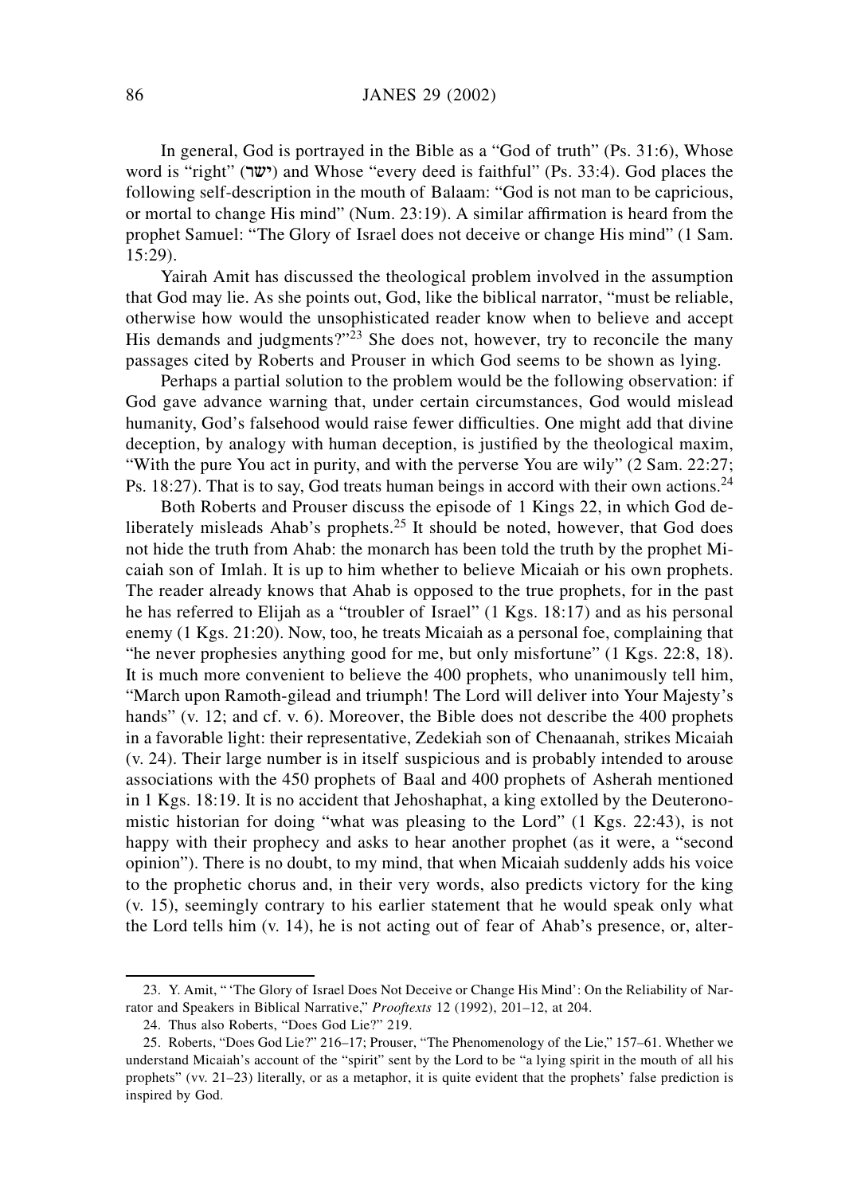In general, God is portrayed in the Bible as a "God of truth" (Ps. 31:6), Whose word is "right" (ישר) and Whose "every deed is faithful" (Ps. 33:4). God places the following self-description in the mouth of Balaam: "God is not man to be capricious, or mortal to change His mind" (Num. 23:19). A similar affirmation is heard from the prophet Samuel: "The Glory of Israel does not deceive or change His mind" (1 Sam. 15:29).

Yairah Amit has discussed the theological problem involved in the assumption that God may lie. As she points out, God, like the biblical narrator, "must be reliable, otherwise how would the unsophisticated reader know when to believe and accept His demands and judgments?"[23] She does not, however, try to reconcile the many passages cited by Roberts and Prouser in which God seems to be shown as lying.

Perhaps a partial solution to the problem would be the following observation: if God gave advance warning that, under certain circumstances, God would mislead humanity, God's falsehood would raise fewer difficulties. One might add that divine deception, by analogy with human deception, is justified by the theological maxim, "With the pure You act in purity, and with the perverse You are wily" (2 Sam. 22:27; Ps. 18:27). That is to say, God treats human beings in accord with their own actions.[24]

Both Roberts and Prouser discuss the episode of 1 Kings 22, in which God deliberately misleads Ahab's prophets.[25] It should be noted, however, that God does not hide the truth from Ahab: the monarch has been told the truth by the prophet Micaiah son of Imlah. It is up to him whether to believe Micaiah or his own prophets. The reader already knows that Ahab is opposed to the true prophets, for in the past he has referred to Elijah as a "troubler of Israel" (1 Kgs. 18:17) and as his personal enemy (1 Kgs. 21:20). Now, too, he treats Micaiah as a personal foe, complaining that "he never prophesies anything good for me, but only misfortune" (1 Kgs. 22:8, 18). It is much more convenient to believe the 400 prophets, who unanimously tell him, "March upon Ramoth-gilead and triumph! The Lord will deliver into Your Majesty's hands" (v. 12; and cf. v. 6). Moreover, the Bible does not describe the 400 prophets in a favorable light: their representative, Zedekiah son of Chenaanah, strikes Micaiah (v. 24). Their large number is in itself suspicious and is probably intended to arouse associations with the 450 prophets of Baal and 400 prophets of Asherah mentioned in 1 Kgs. 18:19. It is no accident that Jehoshaphat, a king extolled by the Deuteronomistic historian for doing "what was pleasing to the Lord" (1 Kgs. 22:43), is not happy with their prophecy and asks to hear another prophet (as it were, a "second opinion"). There is no doubt, to my mind, that when Micaiah suddenly adds his voice to the prophetic chorus and, in their very words, also predicts victory for the king (v. 15), seemingly contrary to his earlier statement that he would speak only what the Lord tells him (v. 14), he is not acting out of fear of Ahab's presence, or, alter-

---

23. Y. Amit, "'The Glory of Israel Does Not Deceive or Change His Mind': On the Reliability of Narrator and Speakers in Biblical Narrative," *Prooftexts* 12 (1992), 201–12, at 204.

24. Thus also Roberts, "Does God Lie?" 219.

25. Roberts, "Does God Lie?" 216–17; Prouser, "The Phenomenology of the Lie," 157–61. Whether we understand Micaiah's account of the "spirit" sent by the Lord to be "a lying spirit in the mouth of all his prophets" (vv. 21–23) literally, or as a metaphor, it is quite evident that the prophets' false prediction is inspired by God.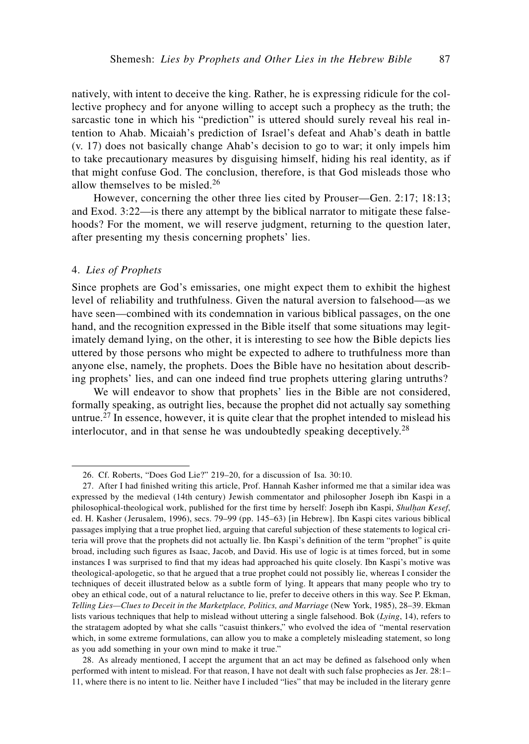natively, with intent to deceive the king. Rather, he is expressing ridicule for the collective prophecy and for anyone willing to accept such a prophecy as the truth; the sarcastic tone in which his "prediction" is uttered should surely reveal his real intention to Ahab. Micaiah's prediction of Israel's defeat and Ahab's death in battle (v. 17) does not basically change Ahab's decision to go to war; it only impels him to take precautionary measures by disguising himself, hiding his real identity, as if that might confuse God. The conclusion, therefore, is that God misleads those who allow themselves to be misled.[26]

However, concerning the other three lies cited by Prouser—Gen. 2:17; 18:13; and Exod. 3:22—is there any attempt by the biblical narrator to mitigate these falsehoods? For the moment, we will reserve judgment, returning to the question later, after presenting my thesis concerning prophets' lies.

## 4. *Lies of Prophets*

Since prophets are God's emissaries, one might expect them to exhibit the highest level of reliability and truthfulness. Given the natural aversion to falsehood—as we have seen—combined with its condemnation in various biblical passages, on the one hand, and the recognition expressed in the Bible itself that some situations may legitimately demand lying, on the other, it is interesting to see how the Bible depicts lies uttered by those persons who might be expected to adhere to truthfulness more than anyone else, namely, the prophets. Does the Bible have no hesitation about describing prophets' lies, and can one indeed find true prophets uttering glaring untruths?

We will endeavor to show that prophets' lies in the Bible are not considered, formally speaking, as outright lies, because the prophet did not actually say something untrue.[27] In essence, however, it is quite clear that the prophet intended to mislead his interlocutor, and in that sense he was undoubtedly speaking deceptively.[28]

---

26. Cf. Roberts, "Does God Lie?" 219–20, for a discussion of Isa. 30:10.

27. After I had finished writing this article, Prof. Hannah Kasher informed me that a similar idea was expressed by the medieval (14th century) Jewish commentator and philosopher Joseph ibn Kaspi in a philosophical-theological work, published for the first time by herself: Joseph ibn Kaspi, *Shulḥan Kesef*, ed. H. Kasher (Jerusalem, 1996), secs. 79–99 (pp. 145–63) [in Hebrew]. Ibn Kaspi cites various biblical passages implying that a true prophet lied, arguing that careful subjection of these statements to logical criteria will prove that the prophets did not actually lie. Ibn Kaspi's definition of the term "prophet" is quite broad, including such figures as Isaac, Jacob, and David. His use of logic is at times forced, but in some instances I was surprised to find that my ideas had approached his quite closely. Ibn Kaspi's motive was theological-apologetic, so that he argued that a true prophet could not possibly lie, whereas I consider the techniques of deceit illustrated below as a subtle form of lying. It appears that many people who try to obey an ethical code, out of a natural reluctance to lie, prefer to deceive others in this way. See P. Ekman, *Telling Lies—Clues to Deceit in the Marketplace, Politics, and Marriage* (New York, 1985), 28–39. Ekman lists various techniques that help to mislead without uttering a single falsehood. Bok (*Lying*, 14), refers to the stratagem adopted by what she calls "casuist thinkers," who evolved the idea of "mental reservation which, in some extreme formulations, can allow you to make a completely misleading statement, so long as you add something in your own mind to make it true."

28. As already mentioned, I accept the argument that an act may be defined as falsehood only when performed with intent to mislead. For that reason, I have not dealt with such false prophecies as Jer. 28:1–11, where there is no intent to lie. Neither have I included "lies" that may be included in the literary genre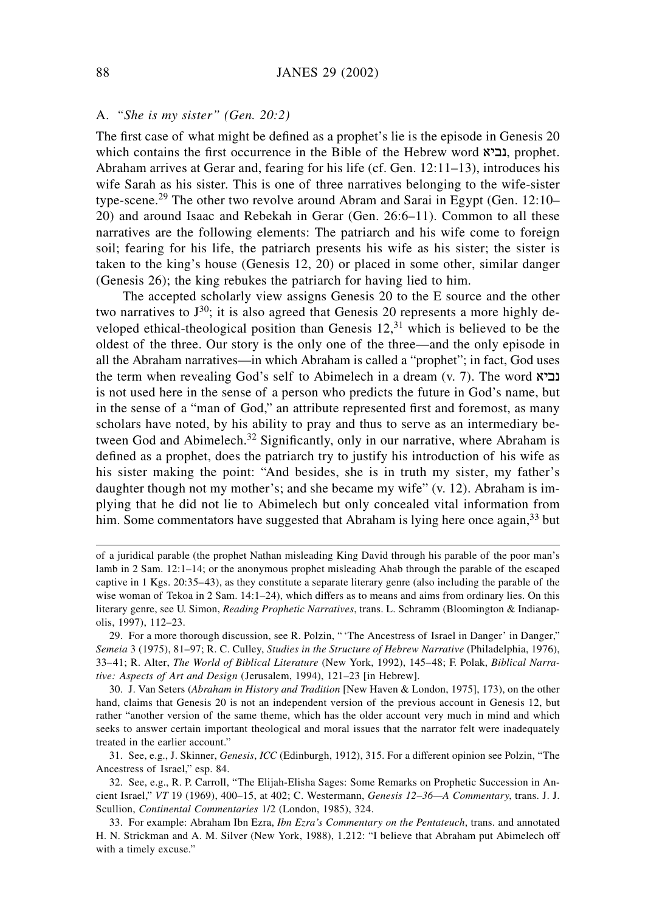### A. *"She is my sister" (Gen. 20:2)*

The first case of what might be defined as a prophet's lie is the episode in Genesis 20 which contains the first occurrence in the Bible of the Hebrew word נביא, prophet. Abraham arrives at Gerar and, fearing for his life (cf. Gen. 12:11–13), introduces his wife Sarah as his sister. This is one of three narratives belonging to the wife-sister type-scene.[29] The other two revolve around Abram and Sarai in Egypt (Gen. 12:10–20) and around Isaac and Rebekah in Gerar (Gen. 26:6–11). Common to all these narratives are the following elements: The patriarch and his wife come to foreign soil; fearing for his life, the patriarch presents his wife as his sister; the sister is taken to the king's house (Genesis 12, 20) or placed in some other, similar danger (Genesis 26); the king rebukes the patriarch for having lied to him.

The accepted scholarly view assigns Genesis 20 to the E source and the other two narratives to J[30]; it is also agreed that Genesis 20 represents a more highly developed ethical-theological position than Genesis 12,[31] which is believed to be the oldest of the three. Our story is the only one of the three—and the only episode in all the Abraham narratives—in which Abraham is called a "prophet"; in fact, God uses the term when revealing God's self to Abimelech in a dream (v. 7). The word נביא is not used here in the sense of a person who predicts the future in God's name, but in the sense of a "man of God," an attribute represented first and foremost, as many scholars have noted, by his ability to pray and thus to serve as an intermediary between God and Abimelech.[32] Significantly, only in our narrative, where Abraham is defined as a prophet, does the patriarch try to justify his introduction of his wife as his sister making the point: "And besides, she is in truth my sister, my father's daughter though not my mother's; and she became my wife" (v. 12). Abraham is implying that he did not lie to Abimelech but only concealed vital information from him. Some commentators have suggested that Abraham is lying here once again,[33] but

---

of a juridical parable (the prophet Nathan misleading King David through his parable of the poor man's lamb in 2 Sam. 12:1–14; or the anonymous prophet misleading Ahab through the parable of the escaped captive in 1 Kgs. 20:35–43), as they constitute a separate literary genre (also including the parable of the wise woman of Tekoa in 2 Sam. 14:1–24), which differs as to means and aims from ordinary lies. On this literary genre, see U. Simon, *Reading Prophetic Narratives*, trans. L. Schramm (Bloomington & Indianapolis, 1997), 112–23.

29. For a more thorough discussion, see R. Polzin, "'The Ancestress of Israel in Danger' in Danger," *Semeia* 3 (1975), 81–97; R. C. Culley, *Studies in the Structure of Hebrew Narrative* (Philadelphia, 1976), 33–41; R. Alter, *The World of Biblical Literature* (New York, 1992), 145–48; F. Polak, *Biblical Narrative: Aspects of Art and Design* (Jerusalem, 1994), 121–23 [in Hebrew].

30. J. Van Seters (*Abraham in History and Tradition* [New Haven & London, 1975], 173), on the other hand, claims that Genesis 20 is not an independent version of the previous account in Genesis 12, but rather "another version of the same theme, which has the older account very much in mind and which seeks to answer certain important theological and moral issues that the narrator felt were inadequately treated in the earlier account."

31. See, e.g., J. Skinner, *Genesis*, *ICC* (Edinburgh, 1912), 315. For a different opinion see Polzin, "The Ancestress of Israel," esp. 84.

32. See, e.g., R. P. Carroll, "The Elijah-Elisha Sages: Some Remarks on Prophetic Succession in Ancient Israel," *VT* 19 (1969), 400–15, at 402; C. Westermann, *Genesis 12–36—A Commentary,* trans. J. J. Scullion, *Continental Commentaries* 1/2 (London, 1985), 324.

33. For example: Abraham Ibn Ezra, *Ibn Ezra's Commentary on the Pentateuch*, trans. and annotated H. N. Strickman and A. M. Silver (New York, 1988), 1.212: "I believe that Abraham put Abimelech off with a timely excuse."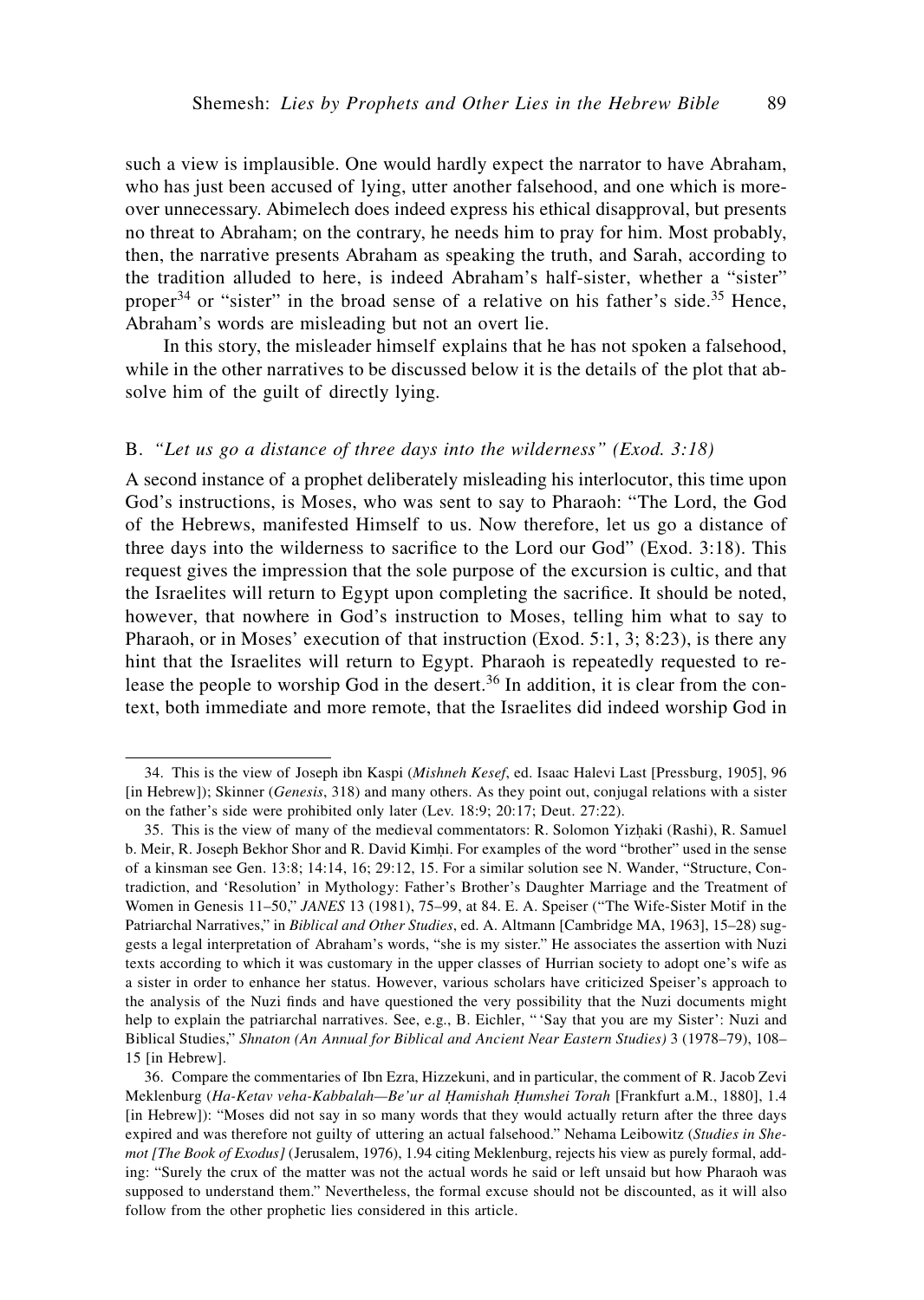such a view is implausible. One would hardly expect the narrator to have Abraham, who has just been accused of lying, utter another falsehood, and one which is moreover unnecessary. Abimelech does indeed express his ethical disapproval, but presents no threat to Abraham; on the contrary, he needs him to pray for him. Most probably, then, the narrative presents Abraham as speaking the truth, and Sarah, according to the tradition alluded to here, is indeed Abraham's half-sister, whether a "sister" proper[34] or "sister" in the broad sense of a relative on his father's side.[35] Hence, Abraham's words are misleading but not an overt lie.

In this story, the misleader himself explains that he has not spoken a falsehood, while in the other narratives to be discussed below it is the details of the plot that absolve him of the guilt of directly lying.

### B. *"Let us go a distance of three days into the wilderness" (Exod. 3:18)*

A second instance of a prophet deliberately misleading his interlocutor, this time upon God's instructions, is Moses, who was sent to say to Pharaoh: "The Lord, the God of the Hebrews, manifested Himself to us. Now therefore, let us go a distance of three days into the wilderness to sacrifice to the Lord our God" (Exod. 3:18). This request gives the impression that the sole purpose of the excursion is cultic, and that the Israelites will return to Egypt upon completing the sacrifice. It should be noted, however, that nowhere in God's instruction to Moses, telling him what to say to Pharaoh, or in Moses' execution of that instruction (Exod. 5:1, 3; 8:23), is there any hint that the Israelites will return to Egypt. Pharaoh is repeatedly requested to release the people to worship God in the desert.[36] In addition, it is clear from the context, both immediate and more remote, that the Israelites did indeed worship God in

---

34. This is the view of Joseph ibn Kaspi (*Mishneh Kesef*, ed. Isaac Halevi Last [Pressburg, 1905], 96 [in Hebrew]); Skinner (*Genesis*, 318) and many others. As they point out, conjugal relations with a sister on the father's side were prohibited only later (Lev. 18:9; 20:17; Deut. 27:22).

35. This is the view of many of the medieval commentators: R. Solomon Yizḥaki (Rashi), R. Samuel b. Meir, R. Joseph Bekhor Shor and R. David Kimḥi. For examples of the word "brother" used in the sense of a kinsman see Gen. 13:8; 14:14, 16; 29:12, 15. For a similar solution see N. Wander, "Structure, Contradiction, and 'Resolution' in Mythology: Father's Brother's Daughter Marriage and the Treatment of Women in Genesis 11–50," *JANES* 13 (1981), 75–99, at 84. E. A. Speiser ("The Wife-Sister Motif in the Patriarchal Narratives," in *Biblical and Other Studies*, ed. A. Altmann [Cambridge MA, 1963], 15–28) suggests a legal interpretation of Abraham's words, "she is my sister." He associates the assertion with Nuzi texts according to which it was customary in the upper classes of Hurrian society to adopt one's wife as a sister in order to enhance her status. However, various scholars have criticized Speiser's approach to the analysis of the Nuzi finds and have questioned the very possibility that the Nuzi documents might help to explain the patriarchal narratives. See, e.g., B. Eichler, "'Say that you are my Sister': Nuzi and Biblical Studies," *Shnaton (An Annual for Biblical and Ancient Near Eastern Studies)* 3 (1978–79), 108–15 [in Hebrew].

36. Compare the commentaries of Ibn Ezra, Hizzekuni, and in particular, the comment of R. Jacob Zevi Meklenburg (*Ha-Ketav veha-Kabbalah—Be'ur al Ḥamishah Ḥumshei Torah* [Frankfurt a.M., 1880], 1.4 [in Hebrew]): "Moses did not say in so many words that they would actually return after the three days expired and was therefore not guilty of uttering an actual falsehood." Nehama Leibowitz (*Studies in Shemot [The Book of Exodus]* (Jerusalem, 1976), 1.94 citing Meklenburg, rejects his view as purely formal, adding: "Surely the crux of the matter was not the actual words he said or left unsaid but how Pharaoh was supposed to understand them." Nevertheless, the formal excuse should not be discounted, as it will also follow from the other prophetic lies considered in this article.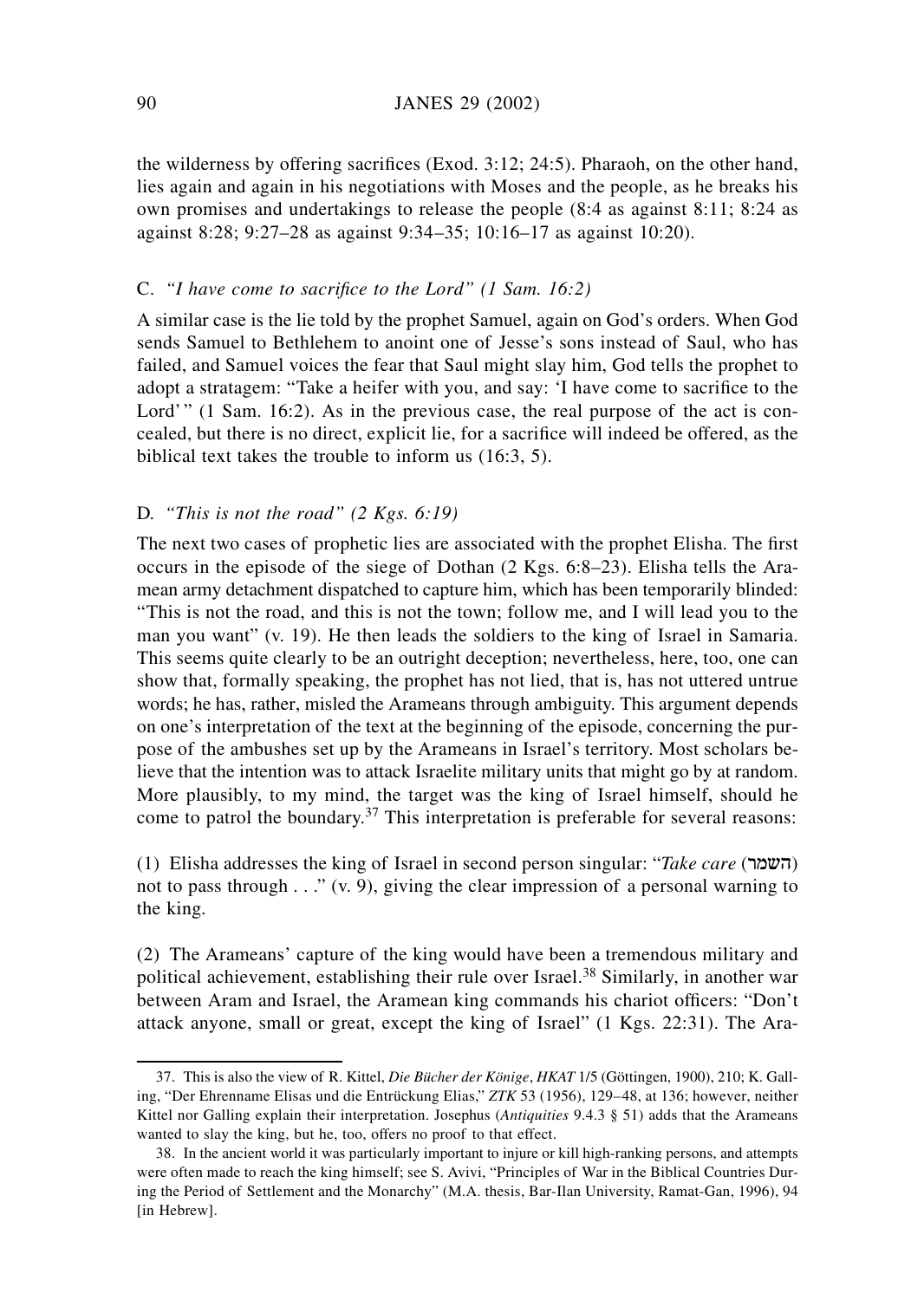the wilderness by offering sacrifices (Exod. 3:12; 24:5). Pharaoh, on the other hand, lies again and again in his negotiations with Moses and the people, as he breaks his own promises and undertakings to release the people (8:4 as against 8:11; 8:24 as against 8:28; 9:27–28 as against 9:34–35; 10:16–17 as against 10:20).

### C. *"I have come to sacrifice to the Lord" (1 Sam. 16:2)*

A similar case is the lie told by the prophet Samuel, again on God's orders. When God sends Samuel to Bethlehem to anoint one of Jesse's sons instead of Saul, who has failed, and Samuel voices the fear that Saul might slay him, God tells the prophet to adopt a stratagem: "Take a heifer with you, and say: 'I have come to sacrifice to the Lord'" (1 Sam. 16:2). As in the previous case, the real purpose of the act is concealed, but there is no direct, explicit lie, for a sacrifice will indeed be offered, as the biblical text takes the trouble to inform us (16:3, 5).

### D. *"This is not the road" (2 Kgs. 6:19)*

The next two cases of prophetic lies are associated with the prophet Elisha. The first occurs in the episode of the siege of Dothan (2 Kgs. 6:8–23). Elisha tells the Aramean army detachment dispatched to capture him, which has been temporarily blinded: "This is not the road, and this is not the town; follow me, and I will lead you to the man you want" (v. 19). He then leads the soldiers to the king of Israel in Samaria. This seems quite clearly to be an outright deception; nevertheless, here, too, one can show that, formally speaking, the prophet has not lied, that is, has not uttered untrue words; he has, rather, misled the Arameans through ambiguity. This argument depends on one's interpretation of the text at the beginning of the episode, concerning the purpose of the ambushes set up by the Arameans in Israel's territory. Most scholars believe that the intention was to attack Israelite military units that might go by at random. More plausibly, to my mind, the target was the king of Israel himself, should he come to patrol the boundary.[37] This interpretation is preferable for several reasons:

(1) Elisha addresses the king of Israel in second person singular: "*Take care* (השמר) not to pass through . . ." (v. 9), giving the clear impression of a personal warning to the king.

(2) The Arameans' capture of the king would have been a tremendous military and political achievement, establishing their rule over Israel.[38] Similarly, in another war between Aram and Israel, the Aramean king commands his chariot officers: "Don't attack anyone, small or great, except the king of Israel" (1 Kgs. 22:31). The Ara-

---

37. This is also the view of R. Kittel, *Die Bücher der Könige*, *HKAT* 1/5 (Göttingen, 1900), 210; K. Galling, "Der Ehrenname Elisas und die Entrückung Elias," *ZTK* 53 (1956), 129–48, at 136; however, neither Kittel nor Galling explain their interpretation. Josephus (*Antiquities* 9.4.3 § 51) adds that the Arameans wanted to slay the king, but he, too, offers no proof to that effect.

38. In the ancient world it was particularly important to injure or kill high-ranking persons, and attempts were often made to reach the king himself; see S. Avivi, "Principles of War in the Biblical Countries During the Period of Settlement and the Monarchy" (M.A. thesis, Bar-Ilan University, Ramat-Gan, 1996), 94 [in Hebrew].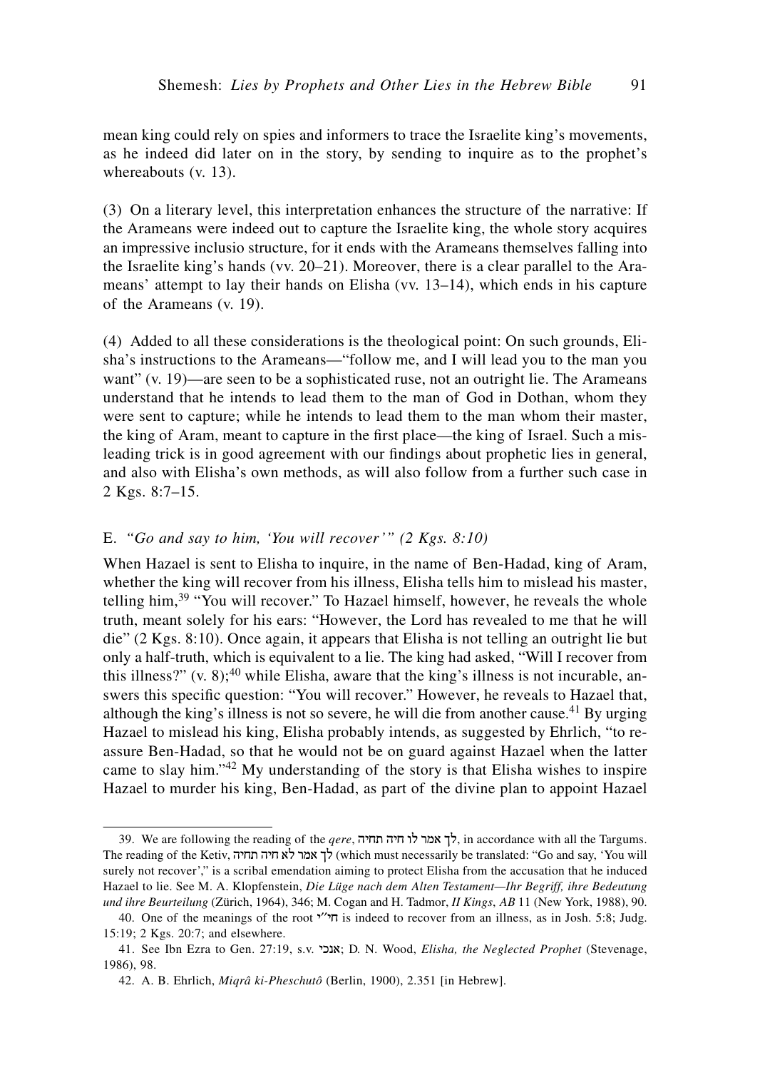mean king could rely on spies and informers to trace the Israelite king's movements, as he indeed did later on in the story, by sending to inquire as to the prophet's whereabouts (v. 13).

(3) On a literary level, this interpretation enhances the structure of the narrative: If the Arameans were indeed out to capture the Israelite king, the whole story acquires an impressive inclusio structure, for it ends with the Arameans themselves falling into the Israelite king's hands (vv. 20–21). Moreover, there is a clear parallel to the Arameans' attempt to lay their hands on Elisha (vv. 13–14), which ends in his capture of the Arameans (v. 19).

(4) Added to all these considerations is the theological point: On such grounds, Elisha's instructions to the Arameans—"follow me, and I will lead you to the man you want" (v. 19)—are seen to be a sophisticated ruse, not an outright lie. The Arameans understand that he intends to lead them to the man of God in Dothan, whom they were sent to capture; while he intends to lead them to the man whom their master, the king of Aram, meant to capture in the first place—the king of Israel. Such a misleading trick is in good agreement with our findings about prophetic lies in general, and also with Elisha's own methods, as will also follow from a further such case in 2 Kgs. 8:7–15.

## E. *"Go and say to him, 'You will recover'" (2 Kgs. 8:10)*

When Hazael is sent to Elisha to inquire, in the name of Ben-Hadad, king of Aram, whether the king will recover from his illness, Elisha tells him to mislead his master, telling him,[39] "You will recover." To Hazael himself, however, he reveals the whole truth, meant solely for his ears: "However, the Lord has revealed to me that he will die" (2 Kgs. 8:10). Once again, it appears that Elisha is not telling an outright lie but only a half-truth, which is equivalent to a lie. The king had asked, "Will I recover from this illness?" (v. 8);[40] while Elisha, aware that the king's illness is not incurable, answers this specific question: "You will recover." However, he reveals to Hazael that, although the king's illness is not so severe, he will die from another cause.[41] By urging Hazael to mislead his king, Elisha probably intends, as suggested by Ehrlich, "to reassure Ben-Hadad, so that he would not be on guard against Hazael when the latter came to slay him."[42] My understanding of the story is that Elisha wishes to inspire Hazael to murder his king, Ben-Hadad, as part of the divine plan to appoint Hazael

---

39. We are following the reading of the *qere*, לך אמר לו חיה תחיה, in accordance with all the Targums. The reading of the Ketiv, לך אמר לא חיה תחיה (which must necessarily be translated: "Go and say, 'You will surely not recover'," is a scribal emendation aiming to protect Elisha from the accusation that he induced Hazael to lie. See M. A. Klopfenstein, *Die Lüge nach dem Alten Testament—Ihr Begriff, ihre Bedeutung und ihre Beurteilung* (Zürich, 1964), 346; M. Cogan and H. Tadmor, *II Kings*, *AB* 11 (New York, 1988), 90.

40. One of the meanings of the root חי״י is indeed to recover from an illness, as in Josh. 5:8; Judg. 15:19; 2 Kgs. 20:7; and elsewhere.

41. See Ibn Ezra to Gen. 27:19, s.v. אנכי; D. N. Wood, *Elisha, the Neglected Prophet* (Stevenage, 1986), 98.

42. A. B. Ehrlich, *Miqrâ ki-Pheschutô* (Berlin, 1900), 2.351 [in Hebrew].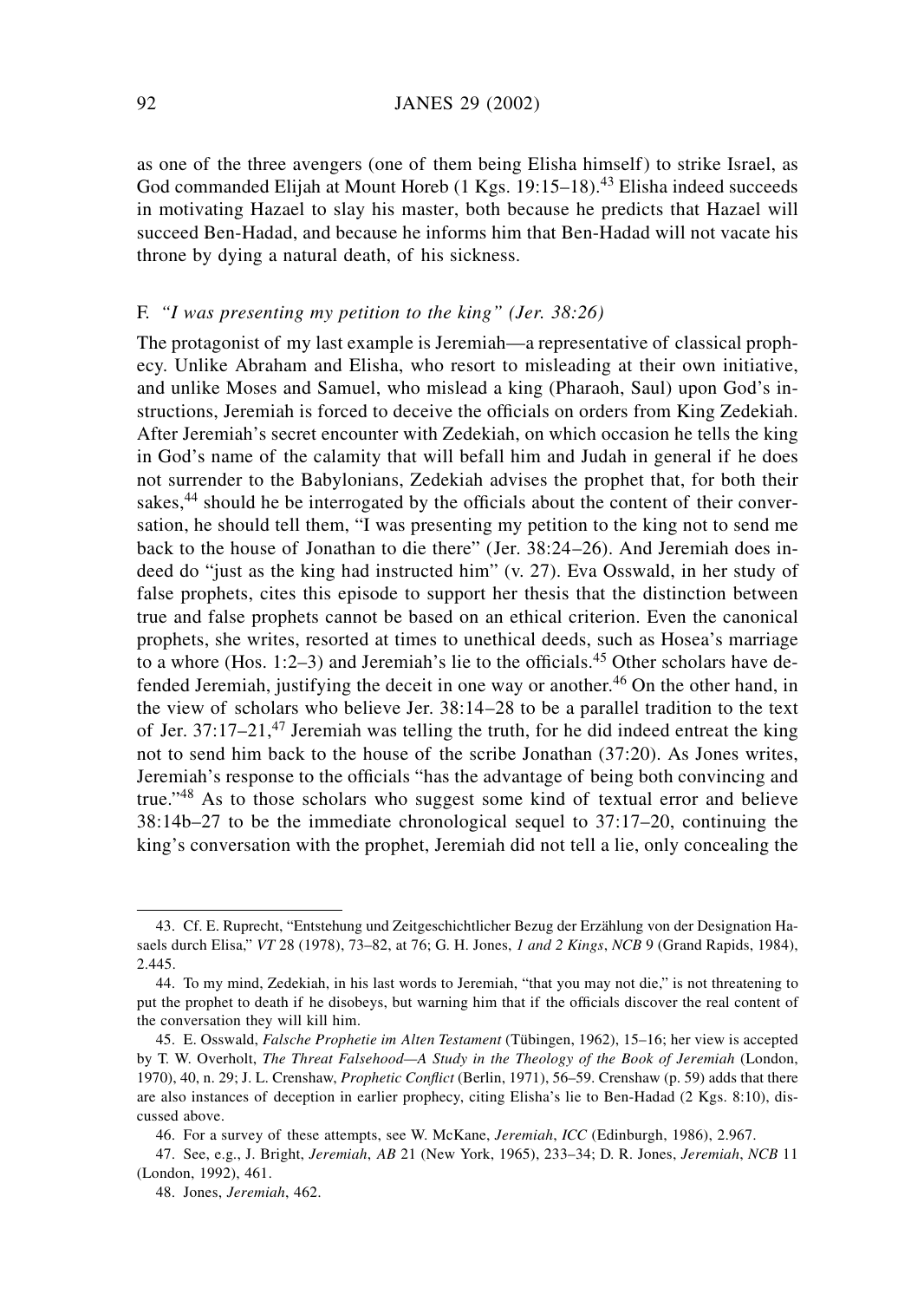as one of the three avengers (one of them being Elisha himself) to strike Israel, as God commanded Elijah at Mount Horeb (1 Kgs. 19:15–18).[43] Elisha indeed succeeds in motivating Hazael to slay his master, both because he predicts that Hazael will succeed Ben-Hadad, and because he informs him that Ben-Hadad will not vacate his throne by dying a natural death, of his sickness.

### F. *"I was presenting my petition to the king" (Jer. 38:26)*

The protagonist of my last example is Jeremiah—a representative of classical prophecy. Unlike Abraham and Elisha, who resort to misleading at their own initiative, and unlike Moses and Samuel, who mislead a king (Pharaoh, Saul) upon God's instructions, Jeremiah is forced to deceive the officials on orders from King Zedekiah. After Jeremiah's secret encounter with Zedekiah, on which occasion he tells the king in God's name of the calamity that will befall him and Judah in general if he does not surrender to the Babylonians, Zedekiah advises the prophet that, for both their sakes,[44] should he be interrogated by the officials about the content of their conversation, he should tell them, "I was presenting my petition to the king not to send me back to the house of Jonathan to die there" (Jer. 38:24–26). And Jeremiah does indeed do "just as the king had instructed him" (v. 27). Eva Osswald, in her study of false prophets, cites this episode to support her thesis that the distinction between true and false prophets cannot be based on an ethical criterion. Even the canonical prophets, she writes, resorted at times to unethical deeds, such as Hosea's marriage to a whore (Hos. 1:2–3) and Jeremiah's lie to the officials.[45] Other scholars have defended Jeremiah, justifying the deceit in one way or another.[46] On the other hand, in the view of scholars who believe Jer. 38:14–28 to be a parallel tradition to the text of Jer. 37:17–21,[47] Jeremiah was telling the truth, for he did indeed entreat the king not to send him back to the house of the scribe Jonathan (37:20). As Jones writes, Jeremiah's response to the officials "has the advantage of being both convincing and true."[48] As to those scholars who suggest some kind of textual error and believe 38:14b–27 to be the immediate chronological sequel to 37:17–20, continuing the king's conversation with the prophet, Jeremiah did not tell a lie, only concealing the

---

43. Cf. E. Ruprecht, "Entstehung und Zeitgeschichtlicher Bezug der Erzählung von der Designation Hasaels durch Elisa," *VT* 28 (1978), 73–82, at 76; G. H. Jones, *1 and 2 Kings*, *NCB* 9 (Grand Rapids, 1984), 2.445.

44. To my mind, Zedekiah, in his last words to Jeremiah, "that you may not die," is not threatening to put the prophet to death if he disobeys, but warning him that if the officials discover the real content of the conversation they will kill him.

45. E. Osswald, *Falsche Prophetie im Alten Testament* (Tübingen, 1962), 15–16; her view is accepted by T. W. Overholt, *The Threat Falsehood—A Study in the Theology of the Book of Jeremiah* (London, 1970), 40, n. 29; J. L. Crenshaw, *Prophetic Conflict* (Berlin, 1971), 56–59. Crenshaw (p. 59) adds that there are also instances of deception in earlier prophecy, citing Elisha's lie to Ben-Hadad (2 Kgs. 8:10), discussed above.

46. For a survey of these attempts, see W. McKane, *Jeremiah*, *ICC* (Edinburgh, 1986), 2.967.

47. See, e.g., J. Bright, *Jeremiah*, *AB* 21 (New York, 1965), 233–34; D. R. Jones, *Jeremiah*, *NCB* 11 (London, 1992), 461.

48. Jones, *Jeremiah*, 462.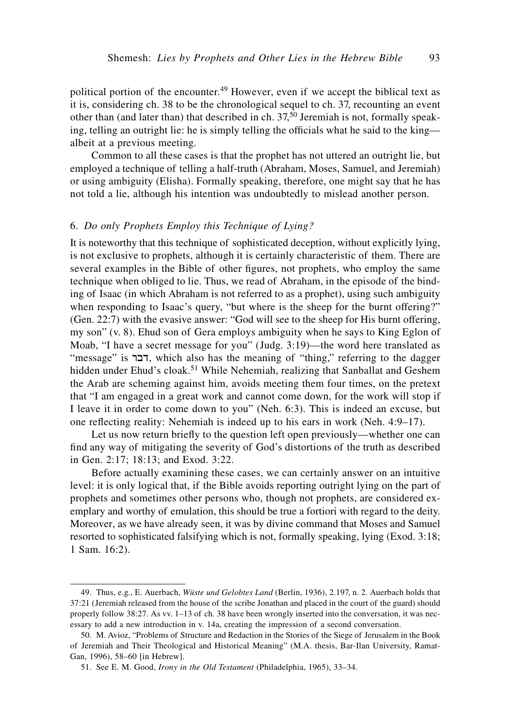political portion of the encounter.[49] However, even if we accept the biblical text as it is, considering ch. 38 to be the chronological sequel to ch. 37, recounting an event other than (and later than) that described in ch. 37,[50] Jeremiah is not, formally speaking, telling an outright lie: he is simply telling the officials what he said to the king—albeit at a previous meeting.

Common to all these cases is that the prophet has not uttered an outright lie, but employed a technique of telling a half-truth (Abraham, Moses, Samuel, and Jeremiah) or using ambiguity (Elisha). Formally speaking, therefore, one might say that he has not told a lie, although his intention was undoubtedly to mislead another person.

### 6. *Do only Prophets Employ this Technique of Lying?*

It is noteworthy that this technique of sophisticated deception, without explicitly lying, is not exclusive to prophets, although it is certainly characteristic of them. There are several examples in the Bible of other figures, not prophets, who employ the same technique when obliged to lie. Thus, we read of Abraham, in the episode of the binding of Isaac (in which Abraham is not referred to as a prophet), using such ambiguity when responding to Isaac's query, "but where is the sheep for the burnt offering?" (Gen. 22:7) with the evasive answer: "God will see to the sheep for His burnt offering, my son" (v. 8). Ehud son of Gera employs ambiguity when he says to King Eglon of Moab, "I have a secret message for you" (Judg. 3:19)—the word here translated as "message" is דבר, which also has the meaning of "thing," referring to the dagger hidden under Ehud's cloak.[51] While Nehemiah, realizing that Sanballat and Geshem the Arab are scheming against him, avoids meeting them four times, on the pretext that "I am engaged in a great work and cannot come down, for the work will stop if I leave it in order to come down to you" (Neh. 6:3). This is indeed an excuse, but one reflecting reality: Nehemiah is indeed up to his ears in work (Neh. 4:9–17).

Let us now return briefly to the question left open previously—whether one can find any way of mitigating the severity of God's distortions of the truth as described in Gen. 2:17; 18:13; and Exod. 3:22.

Before actually examining these cases, we can certainly answer on an intuitive level: it is only logical that, if the Bible avoids reporting outright lying on the part of prophets and sometimes other persons who, though not prophets, are considered exemplary and worthy of emulation, this should be true a fortiori with regard to the deity. Moreover, as we have already seen, it was by divine command that Moses and Samuel resorted to sophisticated falsifying which is not, formally speaking, lying (Exod. 3:18; 1 Sam. 16:2).

---

49. Thus, e.g., E. Auerbach, *Wüste und Gelobtes Land* (Berlin, 1936), 2.197, n. 2. Auerbach holds that 37:21 (Jeremiah released from the house of the scribe Jonathan and placed in the court of the guard) should properly follow 38:27. As vv. 1–13 of ch. 38 have been wrongly inserted into the conversation, it was necessary to add a new introduction in v. 14a, creating the impression of a second conversation.

50. M. Avioz, "Problems of Structure and Redaction in the Stories of the Siege of Jerusalem in the Book of Jeremiah and Their Theological and Historical Meaning" (M.A. thesis, Bar-Ilan University, Ramat-Gan, 1996), 58–60 [in Hebrew].

51. See E. M. Good, *Irony in the Old Testament* (Philadelphia, 1965), 33–34.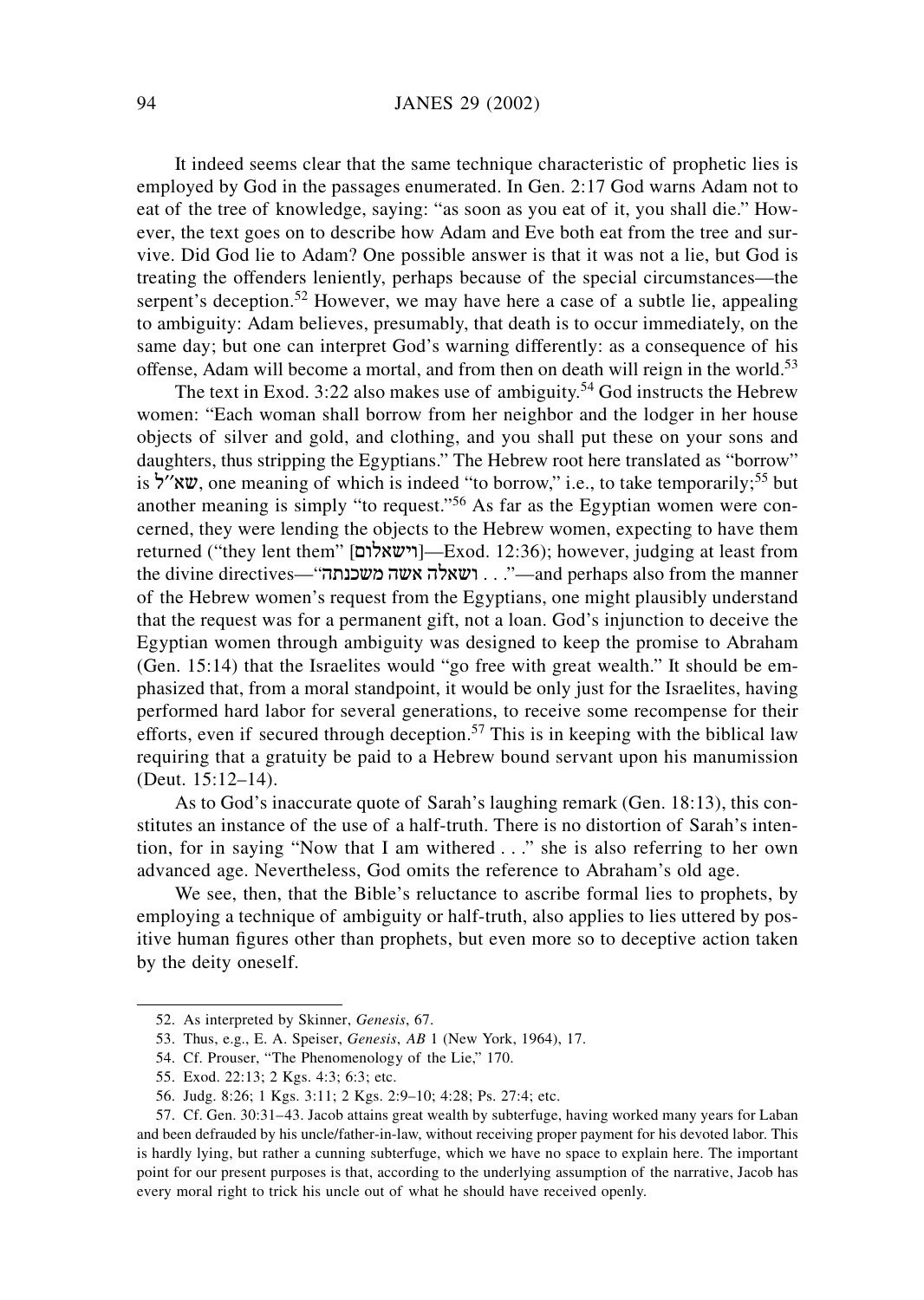It indeed seems clear that the same technique characteristic of prophetic lies is employed by God in the passages enumerated. In Gen. 2:17 God warns Adam not to eat of the tree of knowledge, saying: "as soon as you eat of it, you shall die." However, the text goes on to describe how Adam and Eve both eat from the tree and survive. Did God lie to Adam? One possible answer is that it was not a lie, but God is treating the offenders leniently, perhaps because of the special circumstances—the serpent's deception.[52] However, we may have here a case of a subtle lie, appealing to ambiguity: Adam believes, presumably, that death is to occur immediately, on the same day; but one can interpret God's warning differently: as a consequence of his offense, Adam will become a mortal, and from then on death will reign in the world.[53]

The text in Exod. 3:22 also makes use of ambiguity.[54] God instructs the Hebrew women: "Each woman shall borrow from her neighbor and the lodger in her house objects of silver and gold, and clothing, and you shall put these on your sons and daughters, thus stripping the Egyptians." The Hebrew root here translated as "borrow" is שא״ל, one meaning of which is indeed "to borrow," i.e., to take temporarily;[55] but another meaning is simply "to request."[56] As far as the Egyptian women were concerned, they were lending the objects to the Hebrew women, expecting to have them returned ("they lent them" [וישאלום]—Exod. 12:36); however, judging at least from the divine directives—"ושאלה אשה משכנתה . . ."—and perhaps also from the manner of the Hebrew women's request from the Egyptians, one might plausibly understand that the request was for a permanent gift, not a loan. God's injunction to deceive the Egyptian women through ambiguity was designed to keep the promise to Abraham (Gen. 15:14) that the Israelites would "go free with great wealth." It should be emphasized that, from a moral standpoint, it would be only just for the Israelites, having performed hard labor for several generations, to receive some recompense for their efforts, even if secured through deception.[57] This is in keeping with the biblical law requiring that a gratuity be paid to a Hebrew bound servant upon his manumission (Deut. 15:12–14).

As to God's inaccurate quote of Sarah's laughing remark (Gen. 18:13), this constitutes an instance of the use of a half-truth. There is no distortion of Sarah's intention, for in saying "Now that I am withered . . ." she is also referring to her own advanced age. Nevertheless, God omits the reference to Abraham's old age.

We see, then, that the Bible's reluctance to ascribe formal lies to prophets, by employing a technique of ambiguity or half-truth, also applies to lies uttered by positive human figures other than prophets, but even more so to deceptive action taken by the deity oneself.

---

52. As interpreted by Skinner, *Genesis*, 67.

53. Thus, e.g., E. A. Speiser, *Genesis*, *AB* 1 (New York, 1964), 17.

54. Cf. Prouser, "The Phenomenology of the Lie," 170.

55. Exod. 22:13; 2 Kgs. 4:3; 6:3; etc.

56. Judg. 8:26; 1 Kgs. 3:11; 2 Kgs. 2:9–10; 4:28; Ps. 27:4; etc.

57. Cf. Gen. 30:31–43. Jacob attains great wealth by subterfuge, having worked many years for Laban and been defrauded by his uncle/father-in-law, without receiving proper payment for his devoted labor. This is hardly lying, but rather a cunning subterfuge, which we have no space to explain here. The important point for our present purposes is that, according to the underlying assumption of the narrative, Jacob has every moral right to trick his uncle out of what he should have received openly.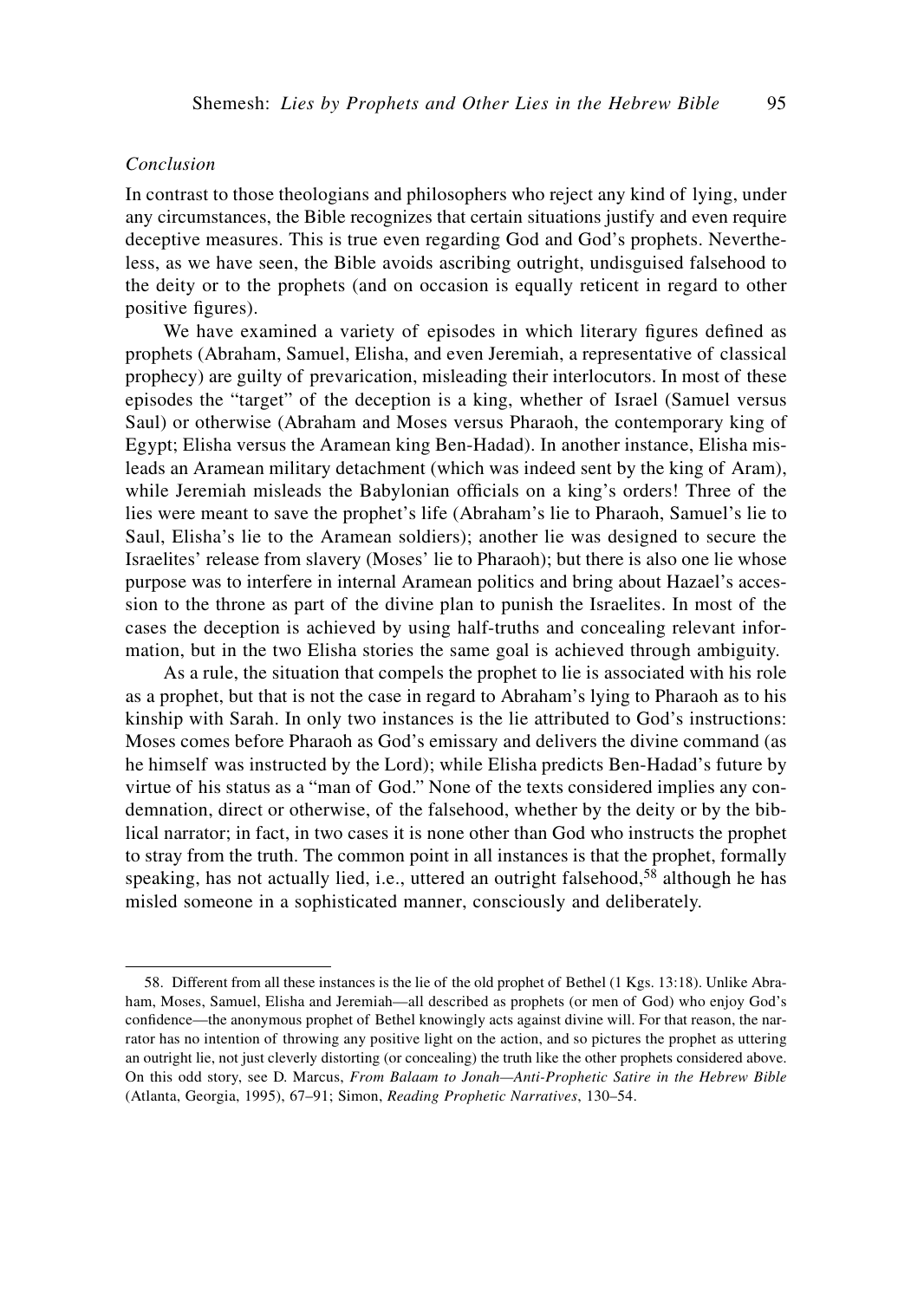*Conclusion*

In contrast to those theologians and philosophers who reject any kind of lying, under any circumstances, the Bible recognizes that certain situations justify and even require deceptive measures. This is true even regarding God and God's prophets. Nevertheless, as we have seen, the Bible avoids ascribing outright, undisguised falsehood to the deity or to the prophets (and on occasion is equally reticent in regard to other positive figures).

We have examined a variety of episodes in which literary figures defined as prophets (Abraham, Samuel, Elisha, and even Jeremiah, a representative of classical prophecy) are guilty of prevarication, misleading their interlocutors. In most of these episodes the "target" of the deception is a king, whether of Israel (Samuel versus Saul) or otherwise (Abraham and Moses versus Pharaoh, the contemporary king of Egypt; Elisha versus the Aramean king Ben-Hadad). In another instance, Elisha misleads an Aramean military detachment (which was indeed sent by the king of Aram), while Jeremiah misleads the Babylonian officials on a king's orders! Three of the lies were meant to save the prophet's life (Abraham's lie to Pharaoh, Samuel's lie to Saul, Elisha's lie to the Aramean soldiers); another lie was designed to secure the Israelites' release from slavery (Moses' lie to Pharaoh); but there is also one lie whose purpose was to interfere in internal Aramean politics and bring about Hazael's accession to the throne as part of the divine plan to punish the Israelites. In most of the cases the deception is achieved by using half-truths and concealing relevant information, but in the two Elisha stories the same goal is achieved through ambiguity.

As a rule, the situation that compels the prophet to lie is associated with his role as a prophet, but that is not the case in regard to Abraham's lying to Pharaoh as to his kinship with Sarah. In only two instances is the lie attributed to God's instructions: Moses comes before Pharaoh as God's emissary and delivers the divine command (as he himself was instructed by the Lord); while Elisha predicts Ben-Hadad's future by virtue of his status as a "man of God." None of the texts considered implies any condemnation, direct or otherwise, of the falsehood, whether by the deity or by the biblical narrator; in fact, in two cases it is none other than God who instructs the prophet to stray from the truth. The common point in all instances is that the prophet, formally speaking, has not actually lied, i.e., uttered an outright falsehood,[58] although he has misled someone in a sophisticated manner, consciously and deliberately.

58. Different from all these instances is the lie of the old prophet of Bethel (1 Kgs. 13:18). Unlike Abraham, Moses, Samuel, Elisha and Jeremiah—all described as prophets (or men of God) who enjoy God's confidence—the anonymous prophet of Bethel knowingly acts against divine will. For that reason, the narrator has no intention of throwing any positive light on the action, and so pictures the prophet as uttering an outright lie, not just cleverly distorting (or concealing) the truth like the other prophets considered above. On this odd story, see D. Marcus, *From Balaam to Jonah—Anti-Prophetic Satire in the Hebrew Bible* (Atlanta, Georgia, 1995), 67–91; Simon, *Reading Prophetic Narratives*, 130–54.